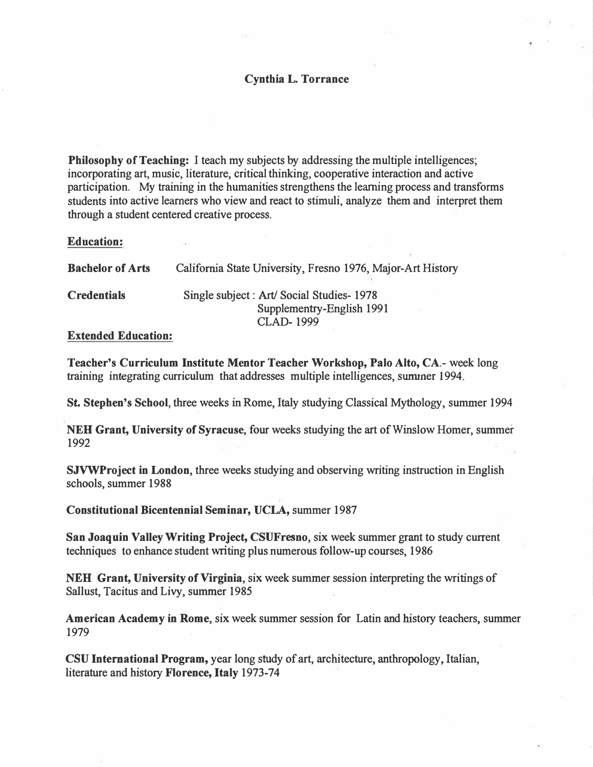# Cynthia L. Torrance

**Philosophy of Teaching:** I teach my subjects by addressing the multiple intelligences; incorporating art, music, literature, critical thinking, cooperative interaction and active participation. My training in the humanities strengthens the learning process and transforms students into active learners who view and react to stimuli, analyze them and interpret them through a student centered creative process.

**Education:**

| | |
|---|---|
| **Bachelor of Arts** | California State University, Fresno 1976, Major-Art History |
| **Credentials** | Single subject : Art/ Social Studies- 1978<br>Supplementry-English 1991<br>CLAD- 1999 |

**Extended Education:**

**Teacher's Curriculum Institute Mentor Teacher Workshop, Palo Alto, CA.**- week long training integrating curriculum that addresses multiple intelligences, summer 1994.

**St. Stephen's School**, three weeks in Rome, Italy studying Classical Mythology, summer 1994

**NEH Grant, University of Syracuse**, four weeks studying the art of Winslow Homer, summer 1992

**SJVWProject in London**, three weeks studying and observing writing instruction in English schools, summer 1988

**Constitutional Bicentennial Seminar, UCLA,** summer 1987

**San Joaquin Valley Writing Project, CSUFresno**, six week summer grant to study current techniques to enhance student writing plus numerous follow-up courses, 1986

**NEH Grant, University of Virginia**, six week summer session interpreting the writings of Sallust, Tacitus and Livy, summer 1985

**American Academy in Rome**, six week summer session for Latin and history teachers, summer 1979

**CSU International Program,** year long study of art, architecture, anthropology, Italian, literature and history **Florence, Italy** 1973-74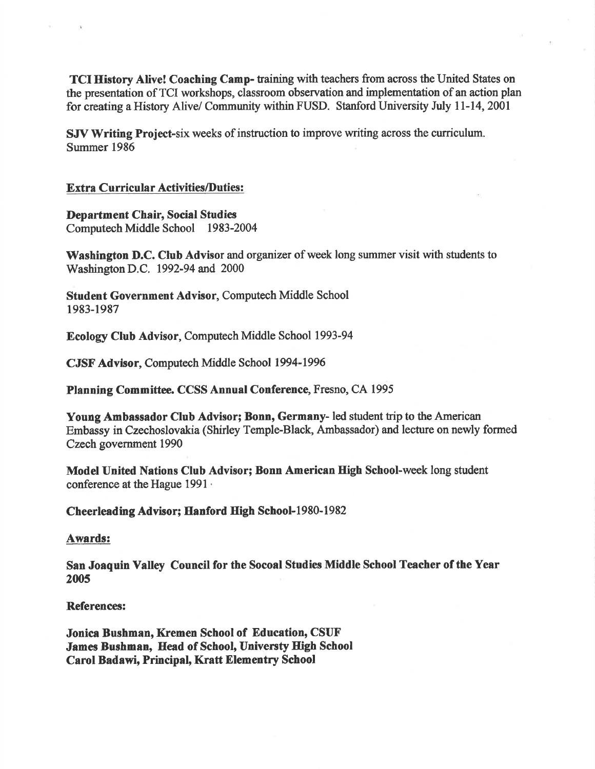**TCI History Alive! Coaching Camp-** training with teachers from across the United States on the presentation of TCI workshops, classroom observation and implementation of an action plan for creating a History Alive/ Community within FUSD. Stanford University July 11-14, 2001

**SJV Writing Project-**six weeks of instruction to improve writing across the curriculum. Summer 1986

**Extra Curricular Activities/Duties:**

**Department Chair, Social Studies**
Computech Middle School 1983-2004

**Washington D.C. Club Advisor** and organizer of week long summer visit with students to Washington D.C. 1992-94 and 2000

**Student Government Advisor**, Computech Middle School
1983-1987

**Ecology Club Advisor**, Computech Middle School 1993-94

**CJSF Advisor**, Computech Middle School 1994-1996

**Planning Committee. CCSS Annual Conference**, Fresno, CA 1995

**Young Ambassador Club Advisor; Bonn, Germany-** led student trip to the American Embassy in Czechoslovakia (Shirley Temple-Black, Ambassador) and lecture on newly formed Czech government 1990

**Model United Nations Club Advisor; Bonn American High School-**week long student conference at the Hague 1991

**Cheerleading Advisor; Hanford High School-**1980-1982

**Awards:**

**San Joaquin Valley Council for the Socoal Studies Middle School Teacher of the Year 2005**

**References:**

**Jonica Bushman, Kremen School of Education, CSUF**
**James Bushman, Head of School, Universty High School**
**Carol Badawi, Principal, Kratt Elementry School**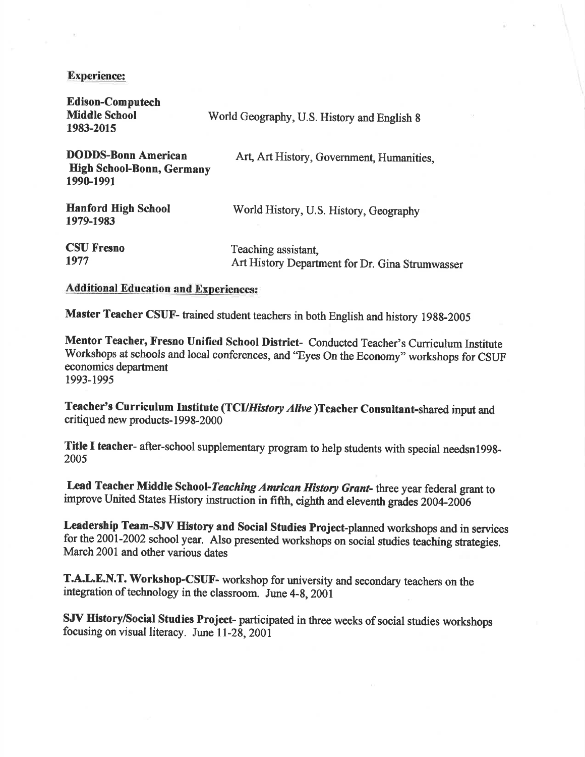**Experience:**

| | |
|---|---|
| **Edison-Computech Middle School 1983-2015** | World Geography, U.S. History and English 8 |
| **DODDS-Bonn American High School-Bonn, Germany 1990-1991** | Art, Art History, Government, Humanities, |
| **Hanford High School 1979-1983** | World History, U.S. History, Geography |
| **CSU Fresno 1977** | Teaching assistant, Art History Department for Dr. Gina Strumwasser |

**Additional Education and Experiences:**

**Master Teacher CSUF**- trained student teachers in both English and history 1988-2005

**Mentor Teacher, Fresno Unified School District**- Conducted Teacher's Curriculum Institute Workshops at schools and local conferences, and "Eyes On the Economy" workshops for CSUF economics department
1993-1995

**Teacher's Curriculum Institute (TCI/*History Alive*)Teacher Consultant**-shared input and critiqued new products-1998-2000

**Title I teacher**- after-school supplementary program to help students with special needsn1998-2005

**Lead Teacher Middle School-*Teaching Amrican History Grant***- three year federal grant to improve United States History instruction in fifth, eighth and eleventh grades 2004-2006

**Leadership Team-SJV History and Social Studies Project**-planned workshops and in services for the 2001-2002 school year. Also presented workshops on social studies teaching strategies. March 2001 and other various dates

**T.A.L.E.N.T. Workshop-CSUF**- workshop for university and secondary teachers on the integration of technology in the classroom. June 4-8, 2001

**SJV History/Social Studies Project**- participated in three weeks of social studies workshops focusing on visual literacy. June 11-28, 2001